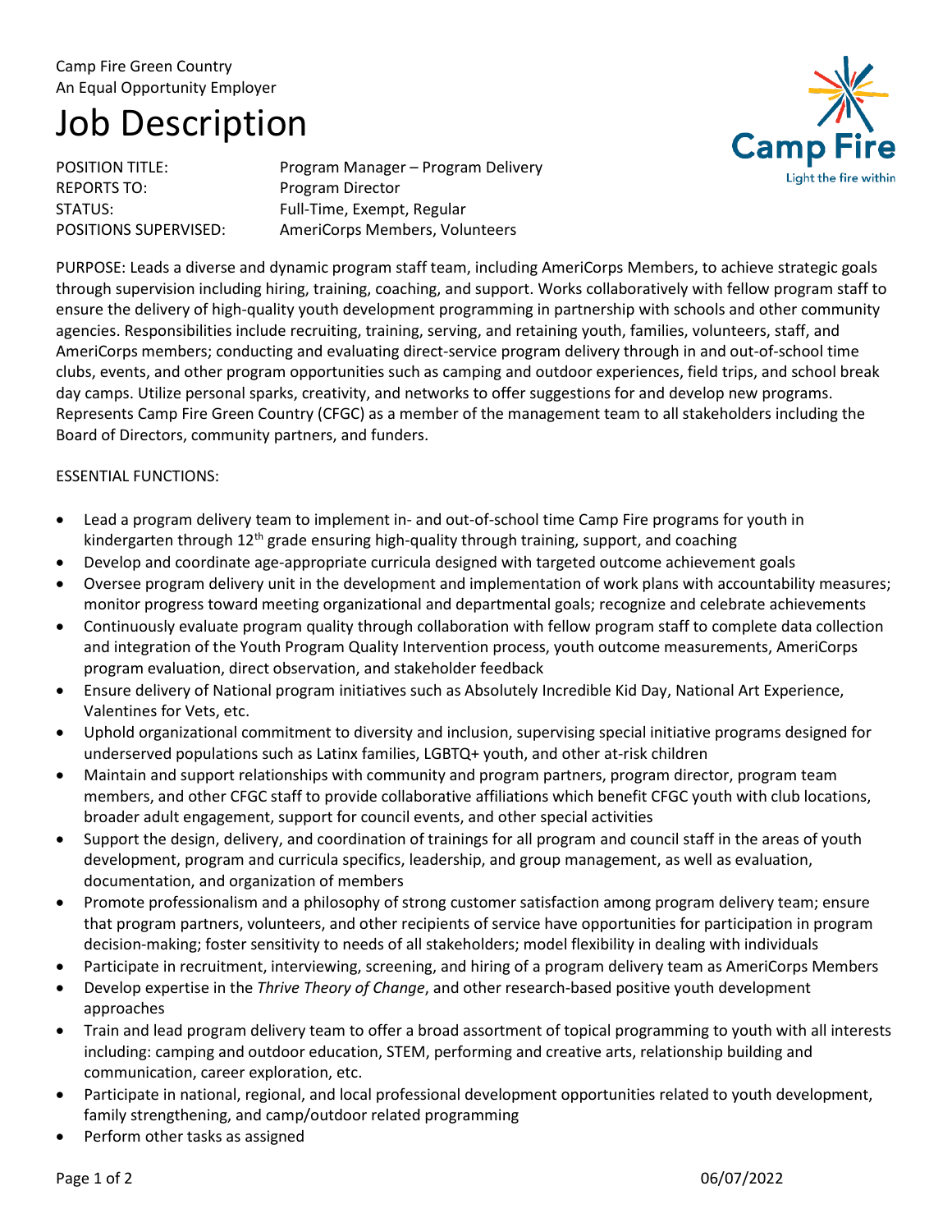Camp Fire Green Country
An Equal Opportunity Employer

# Job Description

POSITION TITLE: Program Manager – Program Delivery
REPORTS TO: Program Director
STATUS: Full-Time, Exempt, Regular
POSITIONS SUPERVISED: AmeriCorps Members, Volunteers

PURPOSE: Leads a diverse and dynamic program staff team, including AmeriCorps Members, to achieve strategic goals through supervision including hiring, training, coaching, and support. Works collaboratively with fellow program staff to ensure the delivery of high-quality youth development programming in partnership with schools and other community agencies. Responsibilities include recruiting, training, serving, and retaining youth, families, volunteers, staff, and AmeriCorps members; conducting and evaluating direct-service program delivery through in and out-of-school time clubs, events, and other program opportunities such as camping and outdoor experiences, field trips, and school break day camps. Utilize personal sparks, creativity, and networks to offer suggestions for and develop new programs. Represents Camp Fire Green Country (CFGC) as a member of the management team to all stakeholders including the Board of Directors, community partners, and funders.

ESSENTIAL FUNCTIONS:

- Lead a program delivery team to implement in- and out-of-school time Camp Fire programs for youth in kindergarten through 12th grade ensuring high-quality through training, support, and coaching
- Develop and coordinate age-appropriate curricula designed with targeted outcome achievement goals
- Oversee program delivery unit in the development and implementation of work plans with accountability measures; monitor progress toward meeting organizational and departmental goals; recognize and celebrate achievements
- Continuously evaluate program quality through collaboration with fellow program staff to complete data collection and integration of the Youth Program Quality Intervention process, youth outcome measurements, AmeriCorps program evaluation, direct observation, and stakeholder feedback
- Ensure delivery of National program initiatives such as Absolutely Incredible Kid Day, National Art Experience, Valentines for Vets, etc.
- Uphold organizational commitment to diversity and inclusion, supervising special initiative programs designed for underserved populations such as Latinx families, LGBTQ+ youth, and other at-risk children
- Maintain and support relationships with community and program partners, program director, program team members, and other CFGC staff to provide collaborative affiliations which benefit CFGC youth with club locations, broader adult engagement, support for council events, and other special activities
- Support the design, delivery, and coordination of trainings for all program and council staff in the areas of youth development, program and curricula specifics, leadership, and group management, as well as evaluation, documentation, and organization of members
- Promote professionalism and a philosophy of strong customer satisfaction among program delivery team; ensure that program partners, volunteers, and other recipients of service have opportunities for participation in program decision-making; foster sensitivity to needs of all stakeholders; model flexibility in dealing with individuals
- Participate in recruitment, interviewing, screening, and hiring of a program delivery team as AmeriCorps Members
- Develop expertise in the *Thrive Theory of Change*, and other research-based positive youth development approaches
- Train and lead program delivery team to offer a broad assortment of topical programming to youth with all interests including: camping and outdoor education, STEM, performing and creative arts, relationship building and communication, career exploration, etc.
- Participate in national, regional, and local professional development opportunities related to youth development, family strengthening, and camp/outdoor related programming
- Perform other tasks as assigned

06/07/2022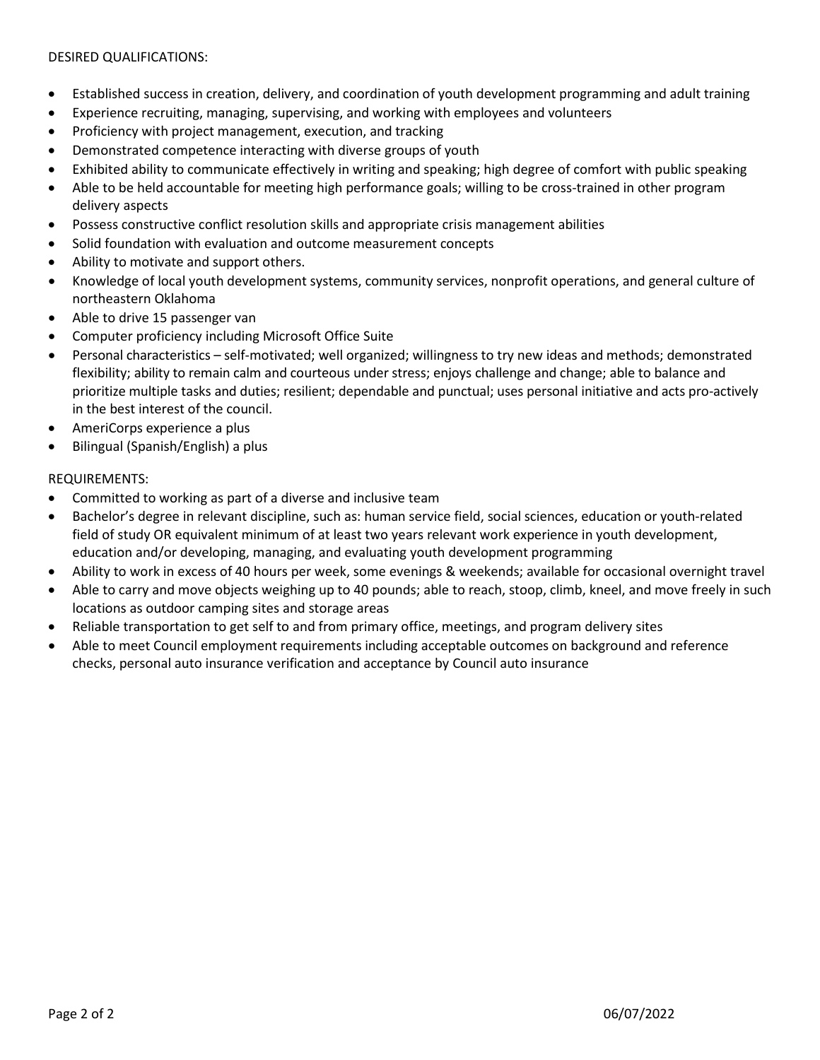DESIRED QUALIFICATIONS:

- Established success in creation, delivery, and coordination of youth development programming and adult training
- Experience recruiting, managing, supervising, and working with employees and volunteers
- Proficiency with project management, execution, and tracking
- Demonstrated competence interacting with diverse groups of youth
- Exhibited ability to communicate effectively in writing and speaking; high degree of comfort with public speaking
- Able to be held accountable for meeting high performance goals; willing to be cross-trained in other program delivery aspects
- Possess constructive conflict resolution skills and appropriate crisis management abilities
- Solid foundation with evaluation and outcome measurement concepts
- Ability to motivate and support others.
- Knowledge of local youth development systems, community services, nonprofit operations, and general culture of northeastern Oklahoma
- Able to drive 15 passenger van
- Computer proficiency including Microsoft Office Suite
- Personal characteristics – self-motivated; well organized; willingness to try new ideas and methods; demonstrated flexibility; ability to remain calm and courteous under stress; enjoys challenge and change; able to balance and prioritize multiple tasks and duties; resilient; dependable and punctual; uses personal initiative and acts pro-actively in the best interest of the council.
- AmeriCorps experience a plus
- Bilingual (Spanish/English) a plus

REQUIREMENTS:

- Committed to working as part of a diverse and inclusive team
- Bachelor's degree in relevant discipline, such as: human service field, social sciences, education or youth-related field of study OR equivalent minimum of at least two years relevant work experience in youth development, education and/or developing, managing, and evaluating youth development programming
- Ability to work in excess of 40 hours per week, some evenings & weekends; available for occasional overnight travel
- Able to carry and move objects weighing up to 40 pounds; able to reach, stoop, climb, kneel, and move freely in such locations as outdoor camping sites and storage areas
- Reliable transportation to get self to and from primary office, meetings, and program delivery sites
- Able to meet Council employment requirements including acceptable outcomes on background and reference checks, personal auto insurance verification and acceptance by Council auto insurance

06/07/2022